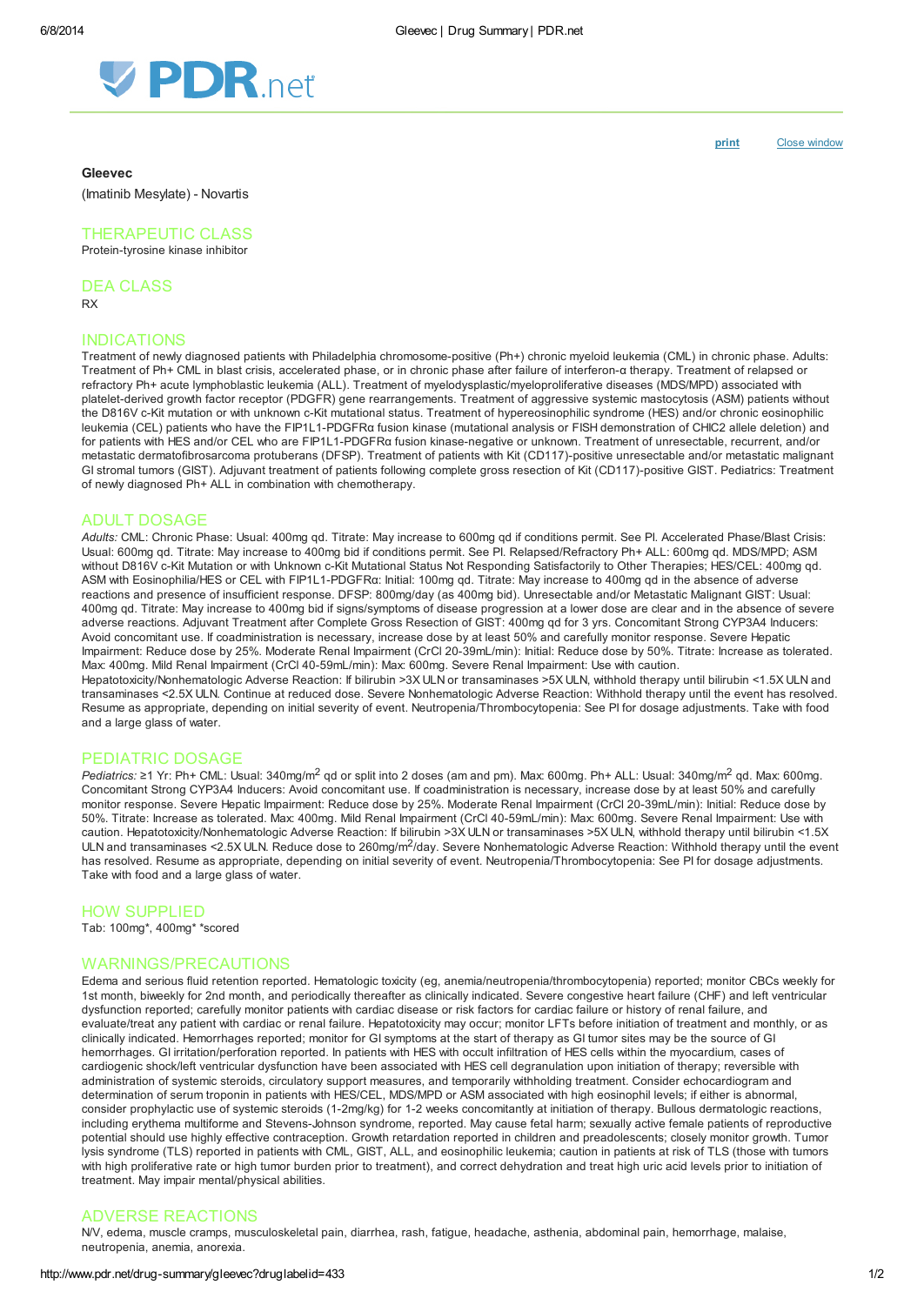# Gleevec

(Imatinib Mesylate) - Novartis

## THERAPEUTIC CLASS

Protein-tyrosine kinase inhibitor

## DEA CLASS

RX

## INDICATIONS

Treatment of newly diagnosed patients with Philadelphia chromosome-positive (Ph+) chronic myeloid leukemia (CML) in chronic phase. Adults: Treatment of Ph+ CML in blast crisis, accelerated phase, or in chronic phase after failure of interferon-α therapy. Treatment of relapsed or refractory Ph+ acute lymphoblastic leukemia (ALL). Treatment of myelodysplastic/myeloproliferative diseases (MDS/MPD) associated with platelet-derived growth factor receptor (PDGFR) gene rearrangements. Treatment of aggressive systemic mastocytosis (ASM) patients without the D816V c-Kit mutation or with unknown c-Kit mutational status. Treatment of hypereosinophilic syndrome (HES) and/or chronic eosinophilic leukemia (CEL) patients who have the FIP1L1-PDGFRα fusion kinase (mutational analysis or FISH demonstration of CHIC2 allele deletion) and for patients with HES and/or CEL who are FIP1L1-PDGFRα fusion kinase-negative or unknown. Treatment of unresectable, recurrent, and/or metastatic dermatofibrosarcoma protuberans (DFSP). Treatment of patients with Kit (CD117)-positive unresectable and/or metastatic malignant GI stromal tumors (GIST). Adjuvant treatment of patients following complete gross resection of Kit (CD117)-positive GIST. Pediatrics: Treatment of newly diagnosed Ph+ ALL in combination with chemotherapy.

## ADULT DOSAGE

*Adults:* CML: Chronic Phase: Usual: 400mg qd. Titrate: May increase to 600mg qd if conditions permit. See PI. Accelerated Phase/Blast Crisis: Usual: 600mg qd. Titrate: May increase to 400mg bid if conditions permit. See PI. Relapsed/Refractory Ph+ ALL: 600mg qd. MDS/MPD; ASM without D816V c-Kit Mutation or with Unknown c-Kit Mutational Status Not Responding Satisfactorily to Other Therapies; HES/CEL: 400mg qd. ASM with Eosinophilia/HES or CEL with FIP1L1-PDGFRα: Initial: 100mg qd. Titrate: May increase to 400mg qd in the absence of adverse reactions and presence of insufficient response. DFSP: 800mg/day (as 400mg bid). Unresectable and/or Metastatic Malignant GIST: Usual: 400mg qd. Titrate: May increase to 400mg bid if signs/symptoms of disease progression at a lower dose are clear and in the absence of severe adverse reactions. Adjuvant Treatment after Complete Gross Resection of GIST: 400mg qd for 3 yrs. Concomitant Strong CYP3A4 Inducers: Avoid concomitant use. If coadministration is necessary, increase dose by at least 50% and carefully monitor response. Severe Hepatic Impairment: Reduce dose by 25%. Moderate Renal Impairment (CrCl 20-39mL/min): Initial: Reduce dose by 50%. Titrate: Increase as tolerated. Max: 400mg. Mild Renal Impairment (CrCl 40-59mL/min): Max: 600mg. Severe Renal Impairment: Use with caution. Hepatotoxicity/Nonhematologic Adverse Reaction: If bilirubin >3X ULN or transaminases >5X ULN, withhold therapy until bilirubin <1.5X ULN and transaminases <2.5X ULN. Continue at reduced dose. Severe Nonhematologic Adverse Reaction: Withhold therapy until the event has resolved. Resume as appropriate, depending on initial severity of event. Neutropenia/Thrombocytopenia: See PI for dosage adjustments. Take with food and a large glass of water.

## PEDIATRIC DOSAGE

*Pediatrics:* ≥1 Yr: Ph+ CML: Usual: 340mg/m$^2$ qd or split into 2 doses (am and pm). Max: 600mg. Ph+ ALL: Usual: 340mg/m$^2$ qd. Max: 600mg. Concomitant Strong CYP3A4 Inducers: Avoid concomitant use. If coadministration is necessary, increase dose by at least 50% and carefully monitor response. Severe Hepatic Impairment: Reduce dose by 25%. Moderate Renal Impairment (CrCl 20-39mL/min): Initial: Reduce dose by 50%. Titrate: Increase as tolerated. Max: 400mg. Mild Renal Impairment (CrCl 40-59mL/min): Max: 600mg. Severe Renal Impairment: Use with caution. Hepatotoxicity/Nonhematologic Adverse Reaction: If bilirubin >3X ULN or transaminases >5X ULN, withhold therapy until bilirubin <1.5X ULN and transaminases <2.5X ULN. Reduce dose to 260mg/m$^2$/day. Severe Nonhematologic Adverse Reaction: Withhold therapy until the event has resolved. Resume as appropriate, depending on initial severity of event. Neutropenia/Thrombocytopenia: See PI for dosage adjustments. Take with food and a large glass of water.

## HOW SUPPLIED

Tab: 100mg*, 400mg* *scored

## WARNINGS/PRECAUTIONS

Edema and serious fluid retention reported. Hematologic toxicity (eg, anemia/neutropenia/thrombocytopenia) reported; monitor CBCs weekly for 1st month, biweekly for 2nd month, and periodically thereafter as clinically indicated. Severe congestive heart failure (CHF) and left ventricular dysfunction reported; carefully monitor patients with cardiac disease or risk factors for cardiac failure or history of renal failure, and evaluate/treat any patient with cardiac or renal failure. Hepatotoxicity may occur; monitor LFTs before initiation of treatment and monthly, or as clinically indicated. Hemorrhages reported; monitor for GI symptoms at the start of therapy as GI tumor sites may be the source of GI hemorrhages. GI irritation/perforation reported. In patients with HES with occult infiltration of HES cells within the myocardium, cases of cardiogenic shock/left ventricular dysfunction have been associated with HES cell degranulation upon initiation of therapy; reversible with administration of systemic steroids, circulatory support measures, and temporarily withholding treatment. Consider echocardiogram and determination of serum troponin in patients with HES/CEL, MDS/MPD or ASM associated with high eosinophil levels; if either is abnormal, consider prophylactic use of systemic steroids (1-2mg/kg) for 1-2 weeks concomitantly at initiation of therapy. Bullous dermatologic reactions, including erythema multiforme and Stevens-Johnson syndrome, reported. May cause fetal harm; sexually active female patients of reproductive potential should use highly effective contraception. Growth retardation reported in children and preadolescents; closely monitor growth. Tumor lysis syndrome (TLS) reported in patients with CML, GIST, ALL, and eosinophilic leukemia; caution in patients at risk of TLS (those with tumors with high proliferative rate or high tumor burden prior to treatment), and correct dehydration and treat high uric acid levels prior to initiation of treatment. May impair mental/physical abilities.

## ADVERSE REACTIONS

N/V, edema, muscle cramps, musculoskeletal pain, diarrhea, rash, fatigue, headache, asthenia, abdominal pain, hemorrhage, malaise, neutropenia, anemia, anorexia.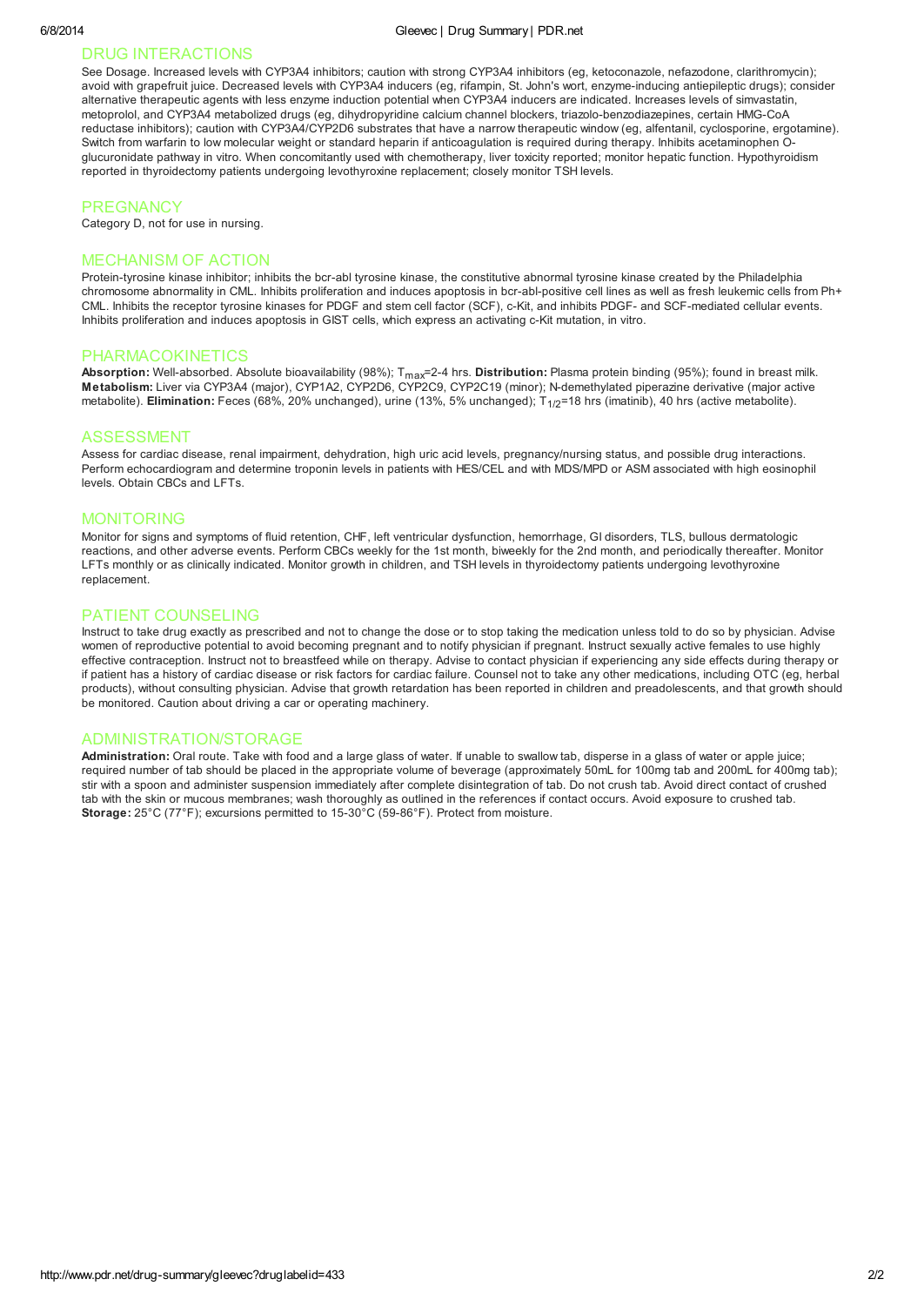## DRUG INTERACTIONS

See Dosage. Increased levels with CYP3A4 inhibitors; caution with strong CYP3A4 inhibitors (eg, ketoconazole, nefazodone, clarithromycin); avoid with grapefruit juice. Decreased levels with CYP3A4 inducers (eg, rifampin, St. John's wort, enzyme-inducing antiepileptic drugs); consider alternative therapeutic agents with less enzyme induction potential when CYP3A4 inducers are indicated. Increases levels of simvastatin, metoprolol, and CYP3A4 metabolized drugs (eg, dihydropyridine calcium channel blockers, triazolo-benzodiazepines, certain HMG-CoA reductase inhibitors); caution with CYP3A4/CYP2D6 substrates that have a narrow therapeutic window (eg, alfentanil, cyclosporine, ergotamine). Switch from warfarin to low molecular weight or standard heparin if anticoagulation is required during therapy. Inhibits acetaminophen O-glucuronidate pathway in vitro. When concomitantly used with chemotherapy, liver toxicity reported; monitor hepatic function. Hypothyroidism reported in thyroidectomy patients undergoing levothyroxine replacement; closely monitor TSH levels.

## PREGNANCY

Category D, not for use in nursing.

## MECHANISM OF ACTION

Protein-tyrosine kinase inhibitor; inhibits the bcr-abl tyrosine kinase, the constitutive abnormal tyrosine kinase created by the Philadelphia chromosome abnormality in CML. Inhibits proliferation and induces apoptosis in bcr-abl-positive cell lines as well as fresh leukemic cells from Ph+ CML. Inhibits the receptor tyrosine kinases for PDGF and stem cell factor (SCF), c-Kit, and inhibits PDGF- and SCF-mediated cellular events. Inhibits proliferation and induces apoptosis in GIST cells, which express an activating c-Kit mutation, in vitro.

## PHARMACOKINETICS

**Absorption:** Well-absorbed. Absolute bioavailability (98%); $T_{max}$=2-4 hrs. **Distribution:** Plasma protein binding (95%); found in breast milk. **Metabolism:** Liver via CYP3A4 (major), CYP1A2, CYP2D6, CYP2C9, CYP2C19 (minor); N-demethylated piperazine derivative (major active metabolite). **Elimination:** Feces (68%, 20% unchanged), urine (13%, 5% unchanged); $T_{1/2}$=18 hrs (imatinib), 40 hrs (active metabolite).

## ASSESSMENT

Assess for cardiac disease, renal impairment, dehydration, high uric acid levels, pregnancy/nursing status, and possible drug interactions. Perform echocardiogram and determine troponin levels in patients with HES/CEL and with MDS/MPD or ASM associated with high eosinophil levels. Obtain CBCs and LFTs.

## MONITORING

Monitor for signs and symptoms of fluid retention, CHF, left ventricular dysfunction, hemorrhage, GI disorders, TLS, bullous dermatologic reactions, and other adverse events. Perform CBCs weekly for the 1st month, biweekly for the 2nd month, and periodically thereafter. Monitor LFTs monthly or as clinically indicated. Monitor growth in children, and TSH levels in thyroidectomy patients undergoing levothyroxine replacement.

## PATIENT COUNSELING

Instruct to take drug exactly as prescribed and not to change the dose or to stop taking the medication unless told to do so by physician. Advise women of reproductive potential to avoid becoming pregnant and to notify physician if pregnant. Instruct sexually active females to use highly effective contraception. Instruct not to breastfeed while on therapy. Advise to contact physician if experiencing any side effects during therapy or if patient has a history of cardiac disease or risk factors for cardiac failure. Counsel not to take any other medications, including OTC (eg, herbal products), without consulting physician. Advise that growth retardation has been reported in children and preadolescents, and that growth should be monitored. Caution about driving a car or operating machinery.

## ADMINISTRATION/STORAGE

**Administration:** Oral route. Take with food and a large glass of water. If unable to swallow tab, disperse in a glass of water or apple juice; required number of tab should be placed in the appropriate volume of beverage (approximately 50mL for 100mg tab and 200mL for 400mg tab); stir with a spoon and administer suspension immediately after complete disintegration of tab. Do not crush tab. Avoid direct contact of crushed tab with the skin or mucous membranes; wash thoroughly as outlined in the references if contact occurs. Avoid exposure to crushed tab. **Storage:** 25°C (77°F); excursions permitted to 15-30°C (59-86°F). Protect from moisture.